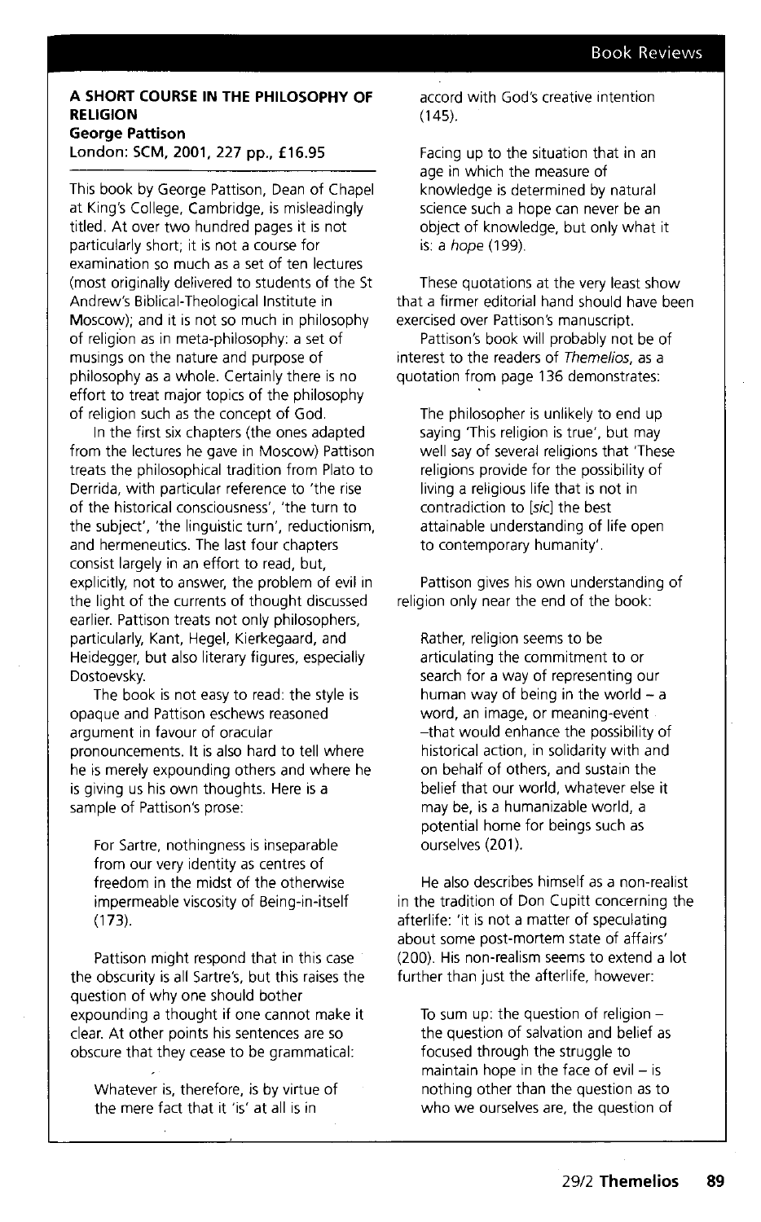**A SHORT COURSE IN THE PHILOSOPHY OF RELIGION**
**George Pattison**
London: SCM, 2001, 227 pp., £16.95

This book by George Pattison, Dean of Chapel at King's College, Cambridge, is misleadingly titled. At over two hundred pages it is not particularly short; it is not a course for examination so much as a set of ten lectures (most originally delivered to students of the St Andrew's Biblical-Theological Institute in Moscow); and it is not so much in philosophy of religion as in meta-philosophy: a set of musings on the nature and purpose of philosophy as a whole. Certainly there is no effort to treat major topics of the philosophy of religion such as the concept of God.

In the first six chapters (the ones adapted from the lectures he gave in Moscow) Pattison treats the philosophical tradition from Plato to Derrida, with particular reference to 'the rise of the historical consciousness', 'the turn to the subject', 'the linguistic turn', reductionism, and hermeneutics. The last four chapters consist largely in an effort to read, but, explicitly, not to answer, the problem of evil in the light of the currents of thought discussed earlier. Pattison treats not only philosophers, particularly, Kant, Hegel, Kierkegaard, and Heidegger, but also literary figures, especially Dostoevsky.

The book is not easy to read: the style is opaque and Pattison eschews reasoned argument in favour of oracular pronouncements. It is also hard to tell where he is merely expounding others and where he is giving us his own thoughts. Here is a sample of Pattison's prose:

> For Sartre, nothingness is inseparable from our very identity as centres of freedom in the midst of the otherwise impermeable viscosity of Being-in-itself (173).

Pattison might respond that in this case the obscurity is all Sartre's, but this raises the question of why one should bother expounding a thought if one cannot make it clear. At other points his sentences are so obscure that they cease to be grammatical:

> Whatever is, therefore, is by virtue of the mere fact that it 'is' at all is in accord with God's creative intention (145).

> Facing up to the situation that in an age in which the measure of knowledge is determined by natural science such a hope can never be an object of knowledge, but only what it is: a *hope* (199).

These quotations at the very least show that a firmer editorial hand should have been exercised over Pattison's manuscript.

Pattison's book will probably not be of interest to the readers of *Themelios*, as a quotation from page 136 demonstrates:

> The philosopher is unlikely to end up saying 'This religion is true', but may well say of several religions that 'These religions provide for the possibility of living a religious life that is not in contradiction to [*sic*] the best attainable understanding of life open to contemporary humanity'.

Pattison gives his own understanding of religion only near the end of the book:

> Rather, religion seems to be articulating the commitment to or search for a way of representing our human way of being in the world – a word, an image, or meaning-event –that would enhance the possibility of historical action, in solidarity with and on behalf of others, and sustain the belief that our world, whatever else it may be, is a humanizable world, a potential home for beings such as ourselves (201).

He also describes himself as a non-realist in the tradition of Don Cupitt concerning the afterlife: 'it is not a matter of speculating about some post-mortem state of affairs' (200). His non-realism seems to extend a lot further than just the afterlife, however:

> To sum up: the question of religion – the question of salvation and belief as focused through the struggle to maintain hope in the face of evil – is nothing other than the question as to who we ourselves are, the question of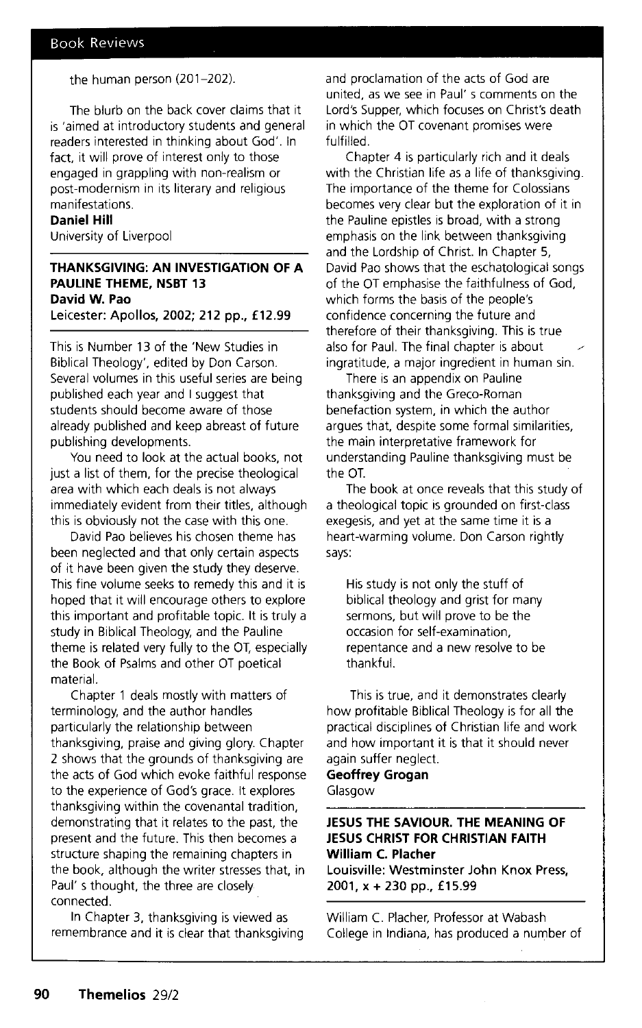the human person (201–202).

The blurb on the back cover claims that it is 'aimed at introductory students and general readers interested in thinking about God'. In fact, it will prove of interest only to those engaged in grappling with non-realism or post-modernism in its literary and religious manifestations.

**Daniel Hill**
University of Liverpool

---

**THANKSGIVING: AN INVESTIGATION OF A PAULINE THEME, NSBT 13**
**David W. Pao**
**Leicester: Apollos, 2002; 212 pp., £12.99**

---

This is Number 13 of the 'New Studies in Biblical Theology', edited by Don Carson. Several volumes in this useful series are being published each year and I suggest that students should become aware of those already published and keep abreast of future publishing developments.

You need to look at the actual books, not just a list of them, for the precise theological area with which each deals is not always immediately evident from their titles, although this is obviously not the case with this one.

David Pao believes his chosen theme has been neglected and that only certain aspects of it have been given the study they deserve. This fine volume seeks to remedy this and it is hoped that it will encourage others to explore this important and profitable topic. It is truly a study in Biblical Theology, and the Pauline theme is related very fully to the OT, especially the Book of Psalms and other OT poetical material.

Chapter 1 deals mostly with matters of terminology, and the author handles particularly the relationship between thanksgiving, praise and giving glory. Chapter 2 shows that the grounds of thanksgiving are the acts of God which evoke faithful response to the experience of God's grace. It explores thanksgiving within the covenantal tradition, demonstrating that it relates to the past, the present and the future. This then becomes a structure shaping the remaining chapters in the book, although the writer stresses that, in Paul' s thought, the three are closely connected.

In Chapter 3, thanksgiving is viewed as remembrance and it is clear that thanksgiving and proclamation of the acts of God are united, as we see in Paul' s comments on the Lord's Supper, which focuses on Christ's death in which the OT covenant promises were fulfilled.

Chapter 4 is particularly rich and it deals with the Christian life as a life of thanksgiving. The importance of the theme for Colossians becomes very clear but the exploration of it in the Pauline epistles is broad, with a strong emphasis on the link between thanksgiving and the Lordship of Christ. In Chapter 5, David Pao shows that the eschatological songs of the OT emphasise the faithfulness of God, which forms the basis of the people's confidence concerning the future and therefore of their thanksgiving. This is true also for Paul. The final chapter is about ingratitude, a major ingredient in human sin.

There is an appendix on Pauline thanksgiving and the Greco-Roman benefaction system, in which the author argues that, despite some formal similarities, the main interpretative framework for understanding Pauline thanksgiving must be the OT.

The book at once reveals that this study of a theological topic is grounded on first-class exegesis, and yet at the same time it is a heart-warming volume. Don Carson rightly says:

> His study is not only the stuff of biblical theology and grist for many sermons, but will prove to be the occasion for self-examination, repentance and a new resolve to be thankful.

This is true, and it demonstrates clearly how profitable Biblical Theology is for all the practical disciplines of Christian life and work and how important it is that it should never again suffer neglect.

**Geoffrey Grogan**
Glasgow

---

**JESUS THE SAVIOUR. THE MEANING OF JESUS CHRIST FOR CHRISTIAN FAITH**
**William C. Placher**
**Louisville: Westminster John Knox Press, 2001, x + 230 pp., £15.99**

---

William C. Placher, Professor at Wabash College in Indiana, has produced a number of